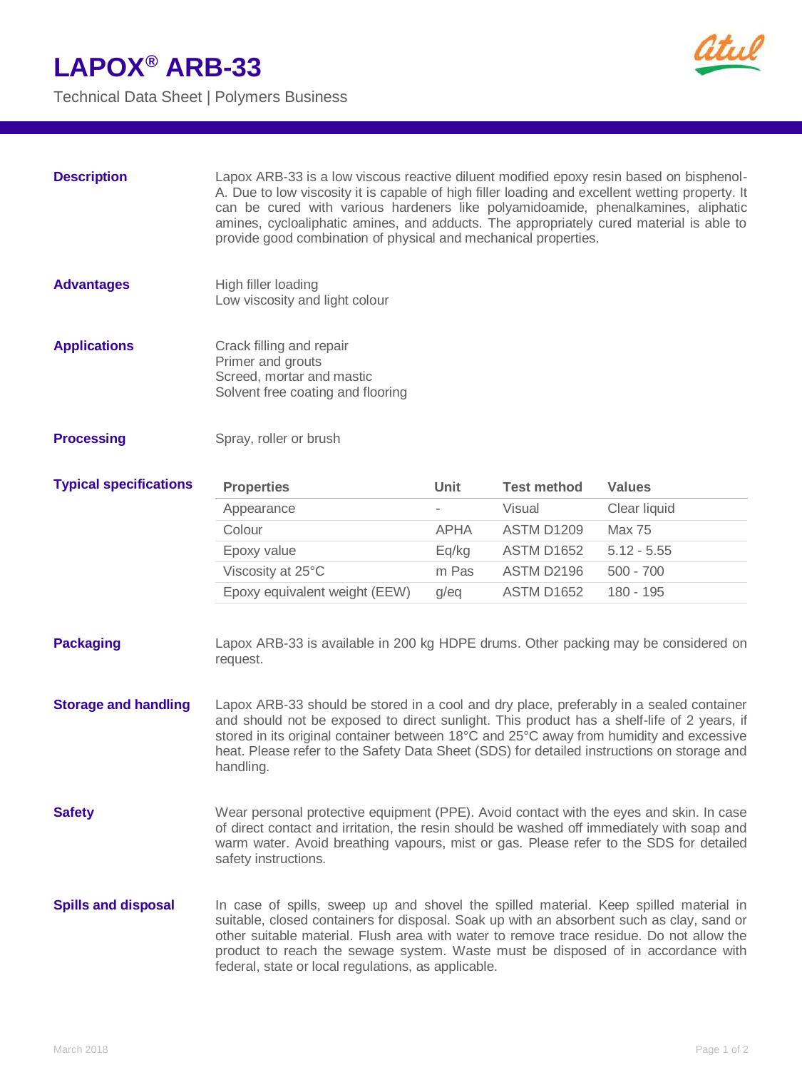# LAPOX® ARB-33

Technical Data Sheet | Polymers Business

## Description

Lapox ARB-33 is a low viscous reactive diluent modified epoxy resin based on bisphenol-A. Due to low viscosity it is capable of high filler loading and excellent wetting property. It can be cured with various hardeners like polyamidoamide, phenalkamines, aliphatic amines, cycloaliphatic amines, and adducts. The appropriately cured material is able to provide good combination of physical and mechanical properties.

## Advantages

High filler loading
Low viscosity and light colour

## Applications

Crack filling and repair
Primer and grouts
Screed, mortar and mastic
Solvent free coating and flooring

## Processing

Spray, roller or brush

## Typical specifications

| Properties | Unit | Test method | Values |
|---|---|---|---|
| Appearance | - | Visual | Clear liquid |
| Colour | APHA | ASTM D1209 | Max 75 |
| Epoxy value | Eq/kg | ASTM D1652 | 5.12 - 5.55 |
| Viscosity at 25°C | m Pas | ASTM D2196 | 500 - 700 |
| Epoxy equivalent weight (EEW) | g/eq | ASTM D1652 | 180 - 195 |

## Packaging

Lapox ARB-33 is available in 200 kg HDPE drums. Other packing may be considered on request.

## Storage and handling

Lapox ARB-33 should be stored in a cool and dry place, preferably in a sealed container and should not be exposed to direct sunlight. This product has a shelf-life of 2 years, if stored in its original container between 18°C and 25°C away from humidity and excessive heat. Please refer to the Safety Data Sheet (SDS) for detailed instructions on storage and handling.

## Safety

Wear personal protective equipment (PPE). Avoid contact with the eyes and skin. In case of direct contact and irritation, the resin should be washed off immediately with soap and warm water. Avoid breathing vapours, mist or gas. Please refer to the SDS for detailed safety instructions.

## Spills and disposal

In case of spills, sweep up and shovel the spilled material. Keep spilled material in suitable, closed containers for disposal. Soak up with an absorbent such as clay, sand or other suitable material. Flush area with water to remove trace residue. Do not allow the product to reach the sewage system. Waste must be disposed of in accordance with federal, state or local regulations, as applicable.

March 2018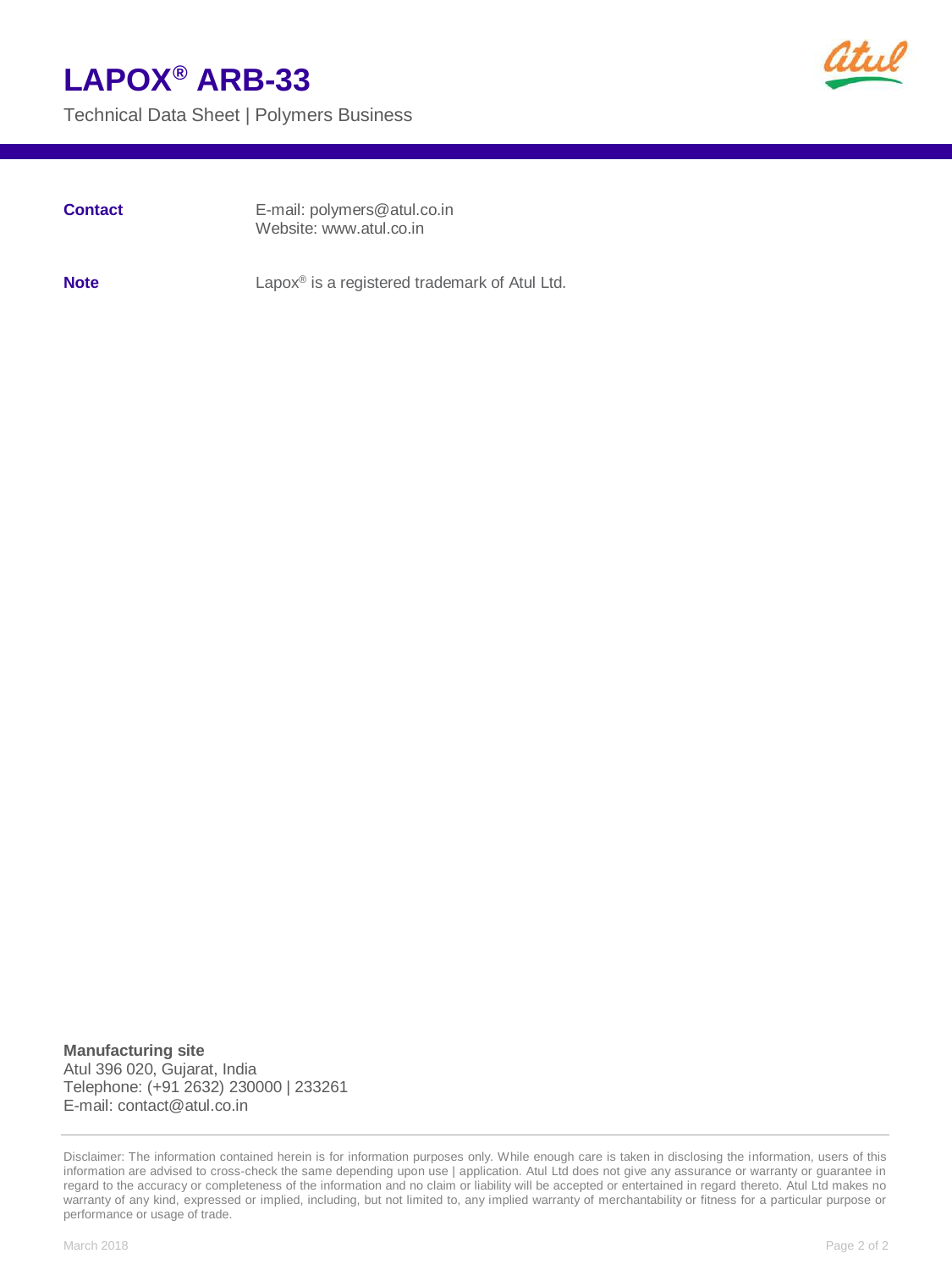**Contact** E-mail: polymers@atul.co.in
Website: www.atul.co.in

**Note** Lapox® is a registered trademark of Atul Ltd.

**Manufacturing site**
Atul 396 020, Gujarat, India
Telephone: (+91 2632) 230000 | 233261
E-mail: contact@atul.co.in

Disclaimer: The information contained herein is for information purposes only. While enough care is taken in disclosing the information, users of this information are advised to cross-check the same depending upon use | application. Atul Ltd does not give any assurance or warranty or guarantee in regard to the accuracy or completeness of the information and no claim or liability will be accepted or entertained in regard thereto. Atul Ltd makes no warranty of any kind, expressed or implied, including, but not limited to, any implied warranty of merchantability or fitness for a particular purpose or performance or usage of trade.

March 2018